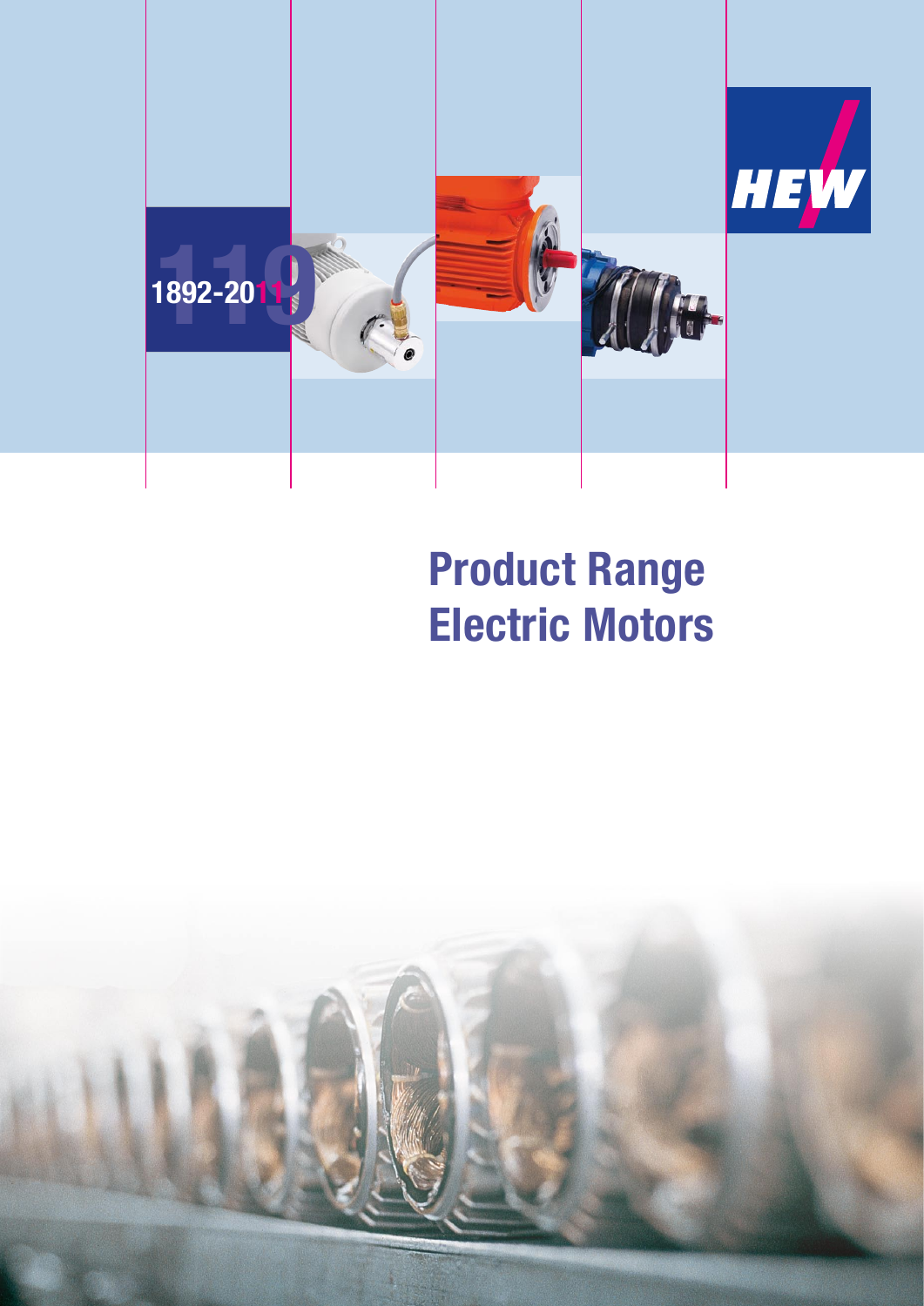1892-2011

HEW

# Product Range Electric Motors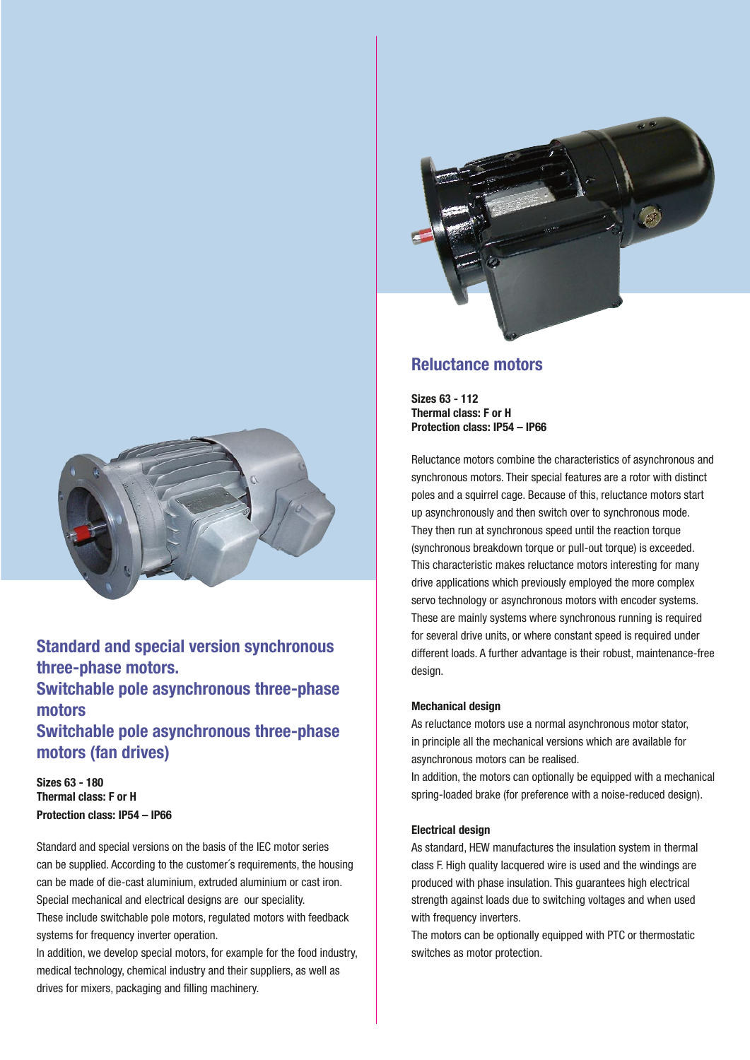## Standard and special version synchronous three-phase motors.
## Switchable pole asynchronous three-phase motors
## Switchable pole asynchronous three-phase motors (fan drives)

**Sizes 63 - 180**
**Thermal class: F or H**
**Protection class: IP54 – IP66**

Standard and special versions on the basis of the IEC motor series can be supplied. According to the customer´s requirements, the housing can be made of die-cast aluminium, extruded aluminium or cast iron. Special mechanical and electrical designs are our speciality. These include switchable pole motors, regulated motors with feedback systems for frequency inverter operation.
In addition, we develop special motors, for example for the food industry, medical technology, chemical industry and their suppliers, as well as drives for mixers, packaging and filling machinery.

## Reluctance motors

**Sizes 63 - 112**
**Thermal class: F or H**
**Protection class: IP54 – IP66**

Reluctance motors combine the characteristics of asynchronous and synchronous motors. Their special features are a rotor with distinct poles and a squirrel cage. Because of this, reluctance motors start up asynchronously and then switch over to synchronous mode. They then run at synchronous speed until the reaction torque (synchronous breakdown torque or pull-out torque) is exceeded. This characteristic makes reluctance motors interesting for many drive applications which previously employed the more complex servo technology or asynchronous motors with encoder systems. These are mainly systems where synchronous running is required for several drive units, or where constant speed is required under different loads. A further advantage is their robust, maintenance-free design.

### Mechanical design

As reluctance motors use a normal asynchronous motor stator, in principle all the mechanical versions which are available for asynchronous motors can be realised.
In addition, the motors can optionally be equipped with a mechanical spring-loaded brake (for preference with a noise-reduced design).

### Electrical design

As standard, HEW manufactures the insulation system in thermal class F. High quality lacquered wire is used and the windings are produced with phase insulation. This guarantees high electrical strength against loads due to switching voltages and when used with frequency inverters.
The motors can be optionally equipped with PTC or thermostatic switches as motor protection.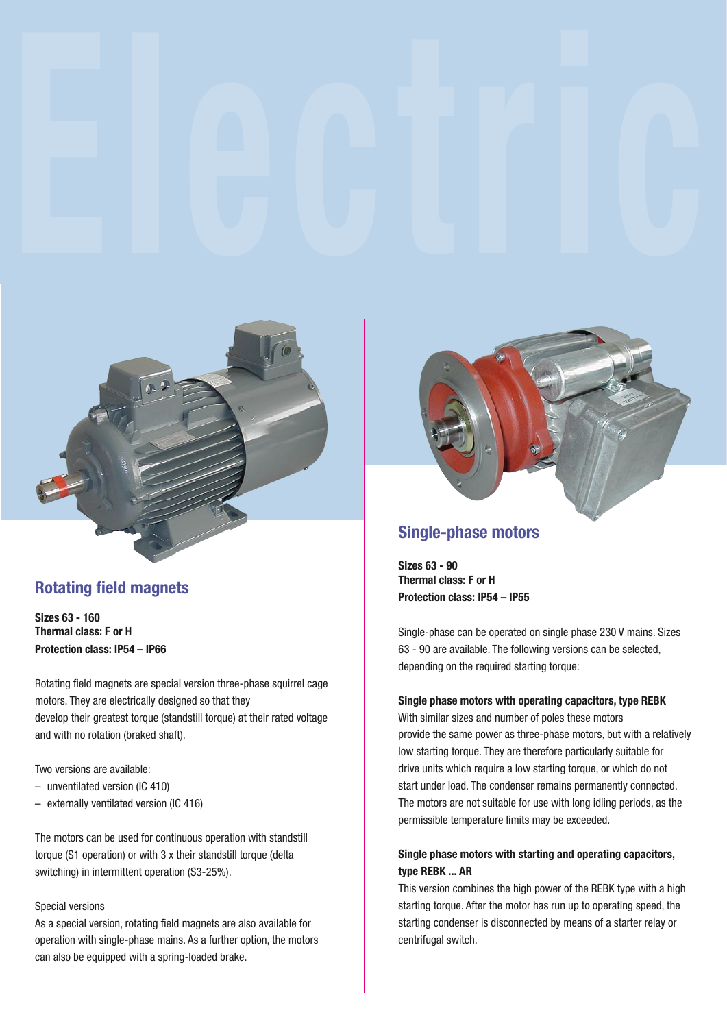## Rotating field magnets

**Sizes 63 - 160**
**Thermal class: F or H**
**Protection class: IP54 – IP66**

Rotating field magnets are special version three-phase squirrel cage motors. They are electrically designed so that they develop their greatest torque (standstill torque) at their rated voltage and with no rotation (braked shaft).

Two versions are available:

- unventilated version (IC 410)
- externally ventilated version (IC 416)

The motors can be used for continuous operation with standstill torque (S1 operation) or with 3 x their standstill torque (delta switching) in intermittent operation (S3-25%).

Special versions

As a special version, rotating field magnets are also available for operation with single-phase mains. As a further option, the motors can also be equipped with a spring-loaded brake.

## Single-phase motors

**Sizes 63 - 90**
**Thermal class: F or H**
**Protection class: IP54 – IP55**

Single-phase can be operated on single phase 230 V mains. Sizes 63 - 90 are available. The following versions can be selected, depending on the required starting torque:

**Single phase motors with operating capacitors, type REBK**

With similar sizes and number of poles these motors provide the same power as three-phase motors, but with a relatively low starting torque. They are therefore particularly suitable for drive units which require a low starting torque, or which do not start under load. The condenser remains permanently connected. The motors are not suitable for use with long idling periods, as the permissible temperature limits may be exceeded.

**Single phase motors with starting and operating capacitors, type REBK ... AR**

This version combines the high power of the REBK type with a high starting torque. After the motor has run up to operating speed, the starting condenser is disconnected by means of a starter relay or centrifugal switch.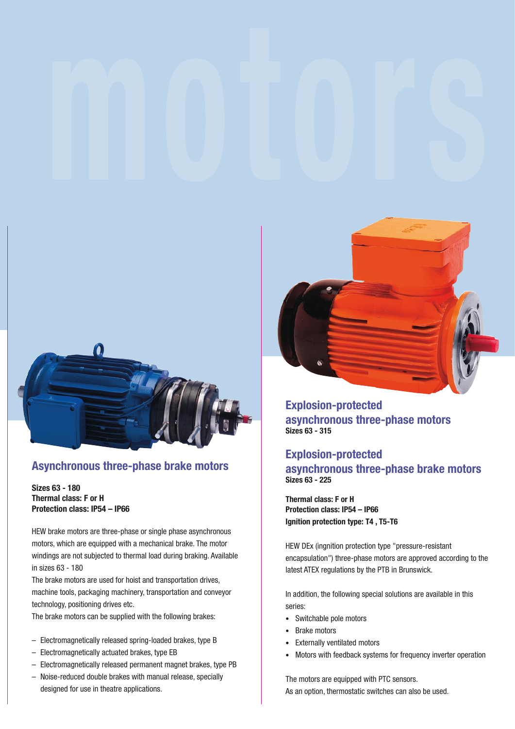# motors

## Asynchronous three-phase brake motors

**Sizes 63 - 180**
**Thermal class: F or H**
**Protection class: IP54 – IP66**

HEW brake motors are three-phase or single phase asynchronous motors, which are equipped with a mechanical brake. The motor windings are not subjected to thermal load during braking. Available in sizes 63 - 180

The brake motors are used for hoist and transportation drives, machine tools, packaging machinery, transportation and conveyor technology, positioning drives etc.

The brake motors can be supplied with the following brakes:

- Electromagnetically released spring-loaded brakes, type B
- Electromagnetically actuated brakes, type EB
- Electromagnetically released permanent magnet brakes, type PB
- Noise-reduced double brakes with manual release, specially designed for use in theatre applications.

## Explosion-protected asynchronous three-phase motors

**Sizes 63 - 315**

## Explosion-protected asynchronous three-phase brake motors

**Sizes 63 - 225**

**Thermal class: F or H**
**Protection class: IP54 – IP66**
**Ignition protection type: T4 , T5-T6**

HEW DEx (ingnition protection type "pressure-resistant encapsulation") three-phase motors are approved according to the latest ATEX regulations by the PTB in Brunswick.

In addition, the following special solutions are available in this series:

- Switchable pole motors
- Brake motors
- Externally ventilated motors
- Motors with feedback systems for frequency inverter operation

The motors are equipped with PTC sensors.
As an option, thermostatic switches can also be used.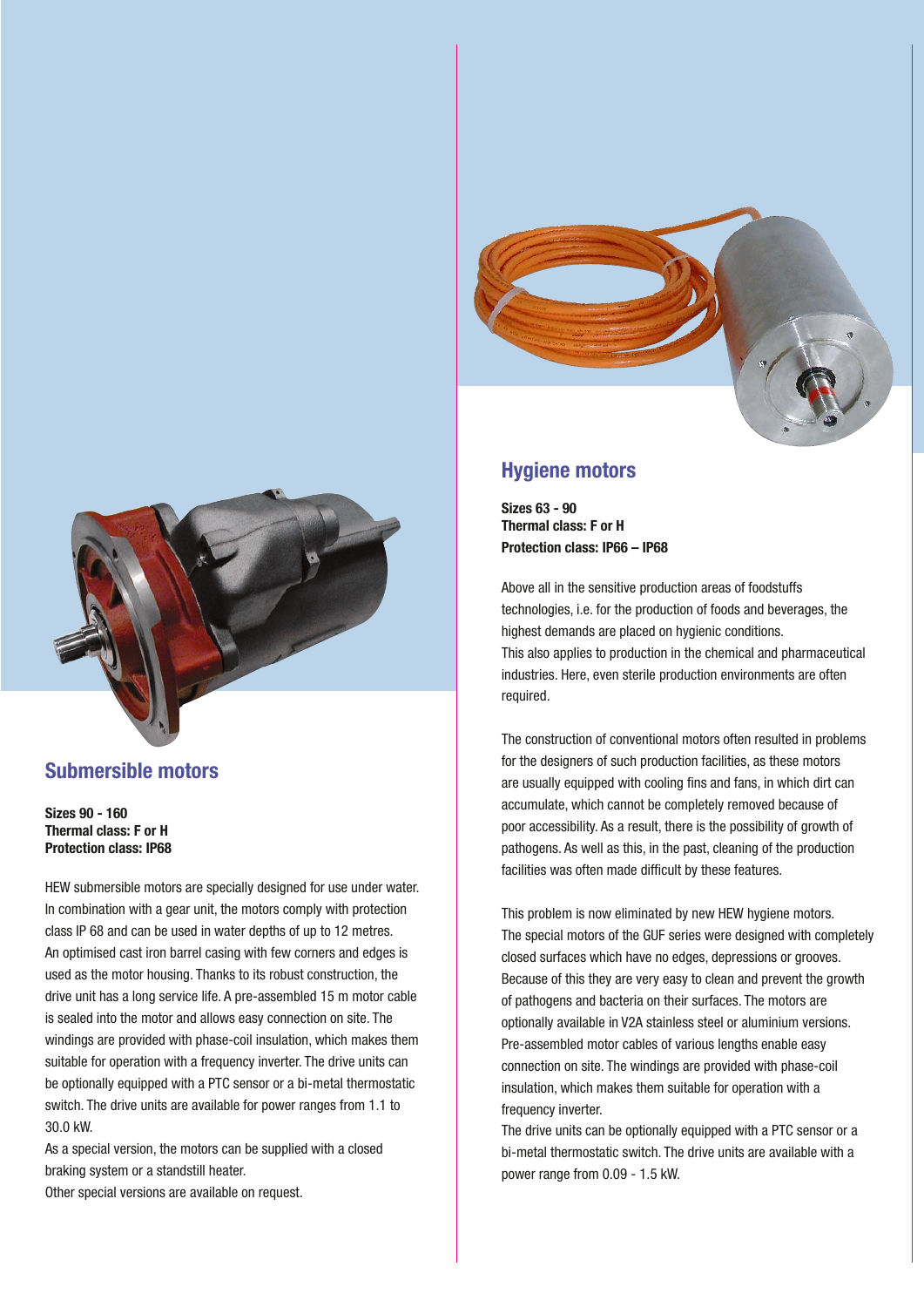## Submersible motors

**Sizes 90 - 160**
**Thermal class: F or H**
**Protection class: IP68**

HEW submersible motors are specially designed for use under water. In combination with a gear unit, the motors comply with protection class IP 68 and can be used in water depths of up to 12 metres. An optimised cast iron barrel casing with few corners and edges is used as the motor housing. Thanks to its robust construction, the drive unit has a long service life. A pre-assembled 15 m motor cable is sealed into the motor and allows easy connection on site. The windings are provided with phase-coil insulation, which makes them suitable for operation with a frequency inverter. The drive units can be optionally equipped with a PTC sensor or a bi-metal thermostatic switch. The drive units are available for power ranges from 1.1 to 30.0 kW.
As a special version, the motors can be supplied with a closed braking system or a standstill heater.
Other special versions are available on request.

## Hygiene motors

**Sizes 63 - 90**
**Thermal class: F or H**
**Protection class: IP66 – IP68**

Above all in the sensitive production areas of foodstuffs technologies, i.e. for the production of foods and beverages, the highest demands are placed on hygienic conditions.
This also applies to production in the chemical and pharmaceutical industries. Here, even sterile production environments are often required.

The construction of conventional motors often resulted in problems for the designers of such production facilities, as these motors are usually equipped with cooling fins and fans, in which dirt can accumulate, which cannot be completely removed because of poor accessibility. As a result, there is the possibility of growth of pathogens. As well as this, in the past, cleaning of the production facilities was often made difficult by these features.

This problem is now eliminated by new HEW hygiene motors. The special motors of the GUF series were designed with completely closed surfaces which have no edges, depressions or grooves. Because of this they are very easy to clean and prevent the growth of pathogens and bacteria on their surfaces. The motors are optionally available in V2A stainless steel or aluminium versions. Pre-assembled motor cables of various lengths enable easy connection on site. The windings are provided with phase-coil insulation, which makes them suitable for operation with a frequency inverter.
The drive units can be optionally equipped with a PTC sensor or a bi-metal thermostatic switch. The drive units are available with a power range from 0.09 - 1.5 kW.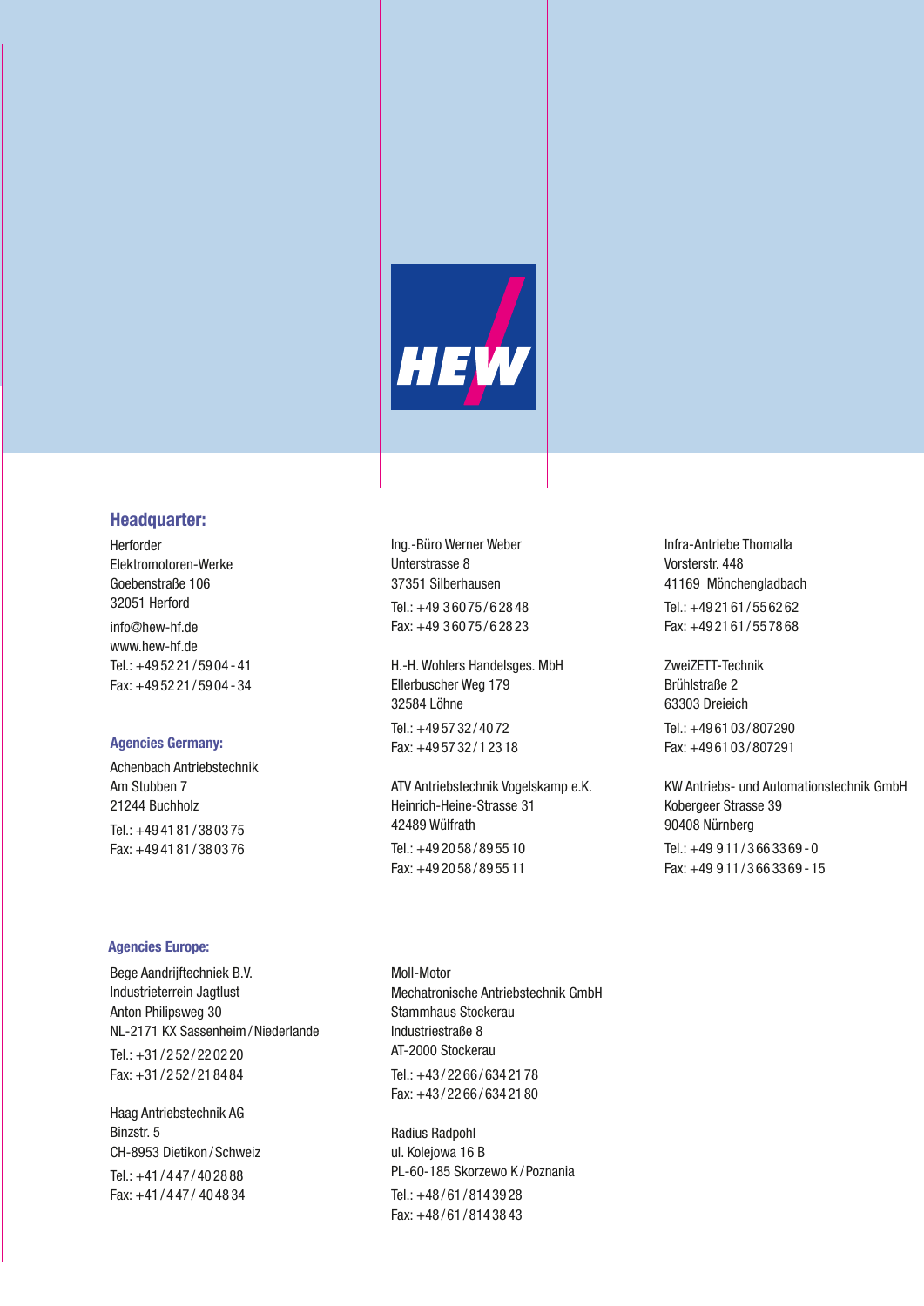HEW

## Headquarter:

Herforder
Elektromotoren-Werke
Goebenstraße 106
32051 Herford

info@hew-hf.de
www.hew-hf.de
Tel.: +49 52 21 / 59 04 - 41
Fax: +49 52 21 / 59 04 - 34

### Agencies Germany:

Achenbach Antriebstechnik
Am Stubben 7
21244 Buchholz

Tel.: +49 41 81 / 38 03 75
Fax: +49 41 81 / 38 03 76

Ing.-Büro Werner Weber
Unterstrasse 8
37351 Silberhausen

Tel.: +49 3 60 75 / 6 28 48
Fax: +49 3 60 75 / 6 28 23

H.-H. Wohlers Handelsges. MbH
Ellerbuscher Weg 179
32584 Löhne

Tel.: +49 57 32 / 40 72
Fax: +49 57 32 / 1 23 18

ATV Antriebstechnik Vogelskamp e.K.
Heinrich-Heine-Strasse 31
42489 Wülfrath

Tel.: +49 20 58 / 89 55 10
Fax: +49 20 58 / 89 55 11

Infra-Antriebe Thomalla
Vorsterstr. 448
41169 Mönchengladbach

Tel.: +49 21 61 / 55 62 62
Fax: +49 21 61 / 55 78 68

ZweiZETT-Technik
Brühlstraße 2
63303 Dreieich

Tel.: +49 61 03 / 807290
Fax: +49 61 03 / 807291

KW Antriebs- und Automationstechnik GmbH
Kobergeer Strasse 39
90408 Nürnberg

Tel.: +49 9 11 / 3 66 33 69 - 0
Fax: +49 9 11 / 3 66 33 69 - 15

### Agencies Europe:

Bege Aandrijftechniek B.V.
Industrieterrein Jagtlust
Anton Philipsweg 30
NL-2171 KX Sassenheim / Niederlande

Tel.: +31 / 2 52 / 22 02 20
Fax: +31 / 2 52 / 21 84 84

Haag Antriebstechnik AG
Binzstr. 5
CH-8953 Dietikon / Schweiz

Tel.: +41 / 4 47 / 40 28 88
Fax: +41 / 4 47 / 40 48 34

Moll-Motor
Mechatronische Antriebstechnik GmbH
Stammhaus Stockerau
Industriestraße 8
AT-2000 Stockerau

Tel.: +43 / 22 66 / 634 21 78
Fax: +43 / 22 66 / 634 21 80

Radius Radpohl
ul. Kolejowa 16 B
PL-60-185 Skorzewo K / Poznania

Tel.: +48 / 61 / 814 39 28
Fax: +48 / 61 / 814 38 43